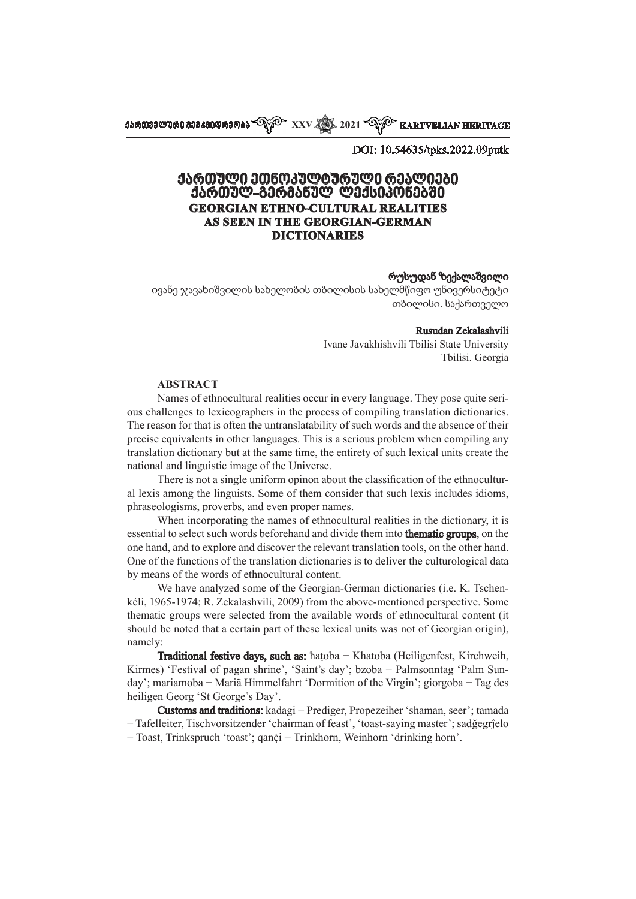DOI: 10.54635/tpks.2022.09putk

# ქართული ეთნოკულტურული რეალიები ქართულ-გერმანულ ლექსიკონებში

# GEORGIAN ETHNO-CULTURAL REALITIES AS SEEN IN THE GEORGIAN-GERMAN DICTIONARIES

**რუსუდან ზექალაშვილი**

ივანე ჯავახიშვილის სახელობის თბილისის სახელმწიფო უნივერსიტეტი
თბილისი. საქართველო

**Rusudan Zekalashvili**

Ivane Javakhishvili Tbilisi State University
Tbilisi. Georgia

## ABSTRACT

Names of ethnocultural realities occur in every language. They pose quite serious challenges to lexicographers in the process of compiling translation dictionaries. The reason for that is often the untranslatability of such words and the absence of their precise equivalents in other languages. This is a serious problem when compiling any translation dictionary but at the same time, the entirety of such lexical units create the national and linguistic image of the Universe.

There is not a single uniform opinon about the classification of the ethnocultural lexis among the linguists. Some of them consider that such lexis includes idioms, phraseologisms, proverbs, and even proper names.

When incorporating the names of ethnocultural realities in the dictionary, it is essential to select such words beforehand and divide them into **thematic groups**, on the one hand, and to explore and discover the relevant translation tools, on the other hand. One of the functions of the translation dictionaries is to deliver the culturological data by means of the words of ethnocultural content.

We have analyzed some of the Georgian-German dictionaries (i.e. K. Tschenkéli, 1965-1974; R. Zekalashvili, 2009) from the above-mentioned perspective. Some thematic groups were selected from the available words of ethnocultural content (it should be noted that a certain part of these lexical units was not of Georgian origin), namely:

**Traditional festive days, such as:** ħaṭoba − Khatoba (Heiligenfest, Kirchweih, Kirmes) 'Festival of pagan shrine', 'Saint's day'; bzoba − Palmsonntag 'Palm Sunday'; mariamoba − Mariä Himmelfahrt 'Dormition of the Virgin'; giorgoba − Tag des heiligen Georg 'St George's Day'.

**Customs and traditions:** kadagi − Prediger, Propezeiher 'shaman, seer'; tamada − Tafelleiter, Tischvorsitzender 'chairman of feast', 'toast-saying master'; sadğegrĵelo − Toast, Trinkspruch 'toast'; qanċi − Trinkhorn, Weinhorn 'drinking horn'.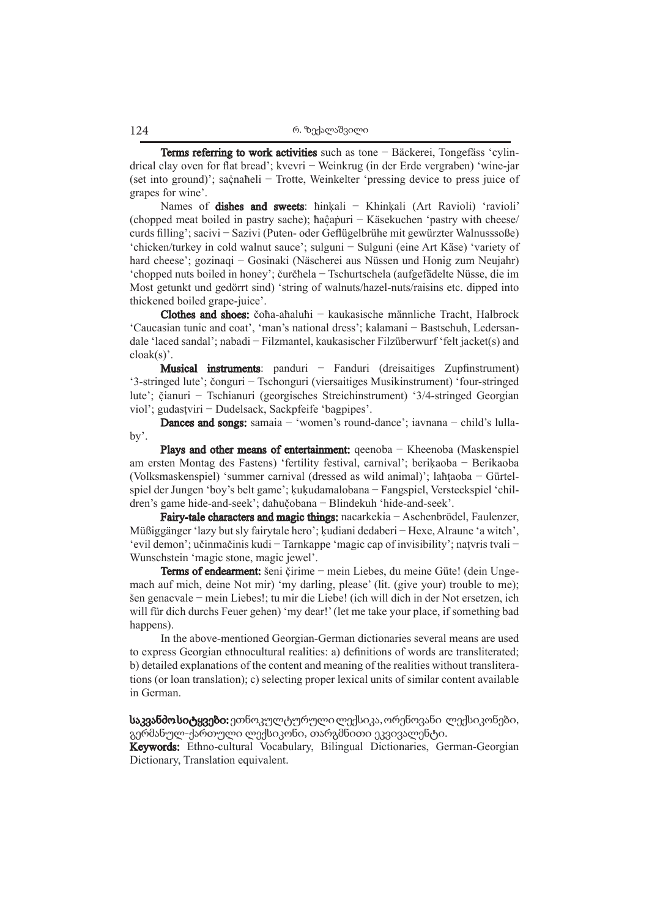**Terms referring to work activities** such as tone − Bäckerei, Tongefäss 'cylindrical clay oven for flat bread'; kvevri − Weinkrug (in der Erde vergraben) 'wine-jar (set into ground)'; saċnaħeli − Trotte, Weinkelter 'pressing device to press juice of grapes for wine'.

Names of **dishes and sweets**: ħinḳali − Khinḳali (Art Ravioli) 'ravioli' (chopped meat boiled in pastry sache); ħaĉaṗuri − Käsekuchen 'pastry with cheese/curds filling'; sacivi − Sazivi (Puten- oder Geflügelbrühe mit gewürzter Walnusssoße) 'chicken/turkey in cold walnut sauce'; sulguni − Sulguni (eine Art Käse) 'variety of hard cheese'; gozinaqi − Gosinaki (Näscherei aus Nüssen und Honig zum Neujahr) 'chopped nuts boiled in honey'; čurčħela − Tschurtschela (aufgefädelte Nüsse, die im Most getunkt und gedörrt sind) 'string of walnuts/hazel-nuts/raisins etc. dipped into thickened boiled grape-juice'.

**Clothes and shoes:** čoħa-aħaluħi − kaukasische männliche Tracht, Halbrock 'Caucasian tunic and coat', 'man's national dress'; kalamani − Bastschuh, Ledersandale 'laced sandal'; nabadi − Filzmantel, kaukasischer Filzüberwurf 'felt jacket(s) and cloak(s)'.

**Musical instruments**: panduri − Fanduri (dreisaitiges Zupfinstrument) '3-stringed lute'; čonguri − Tschonguri (viersaitiges Musikinstrument) 'four-stringed lute'; ĉianuri − Tschianuri (georgisches Streichinstrument) '3/4-stringed Georgian viol'; gudasṭviri − Dudelsack, Sackpfeife 'bagpipes'.

**Dances and songs:** samaia − 'women's round-dance'; iavnana − child's lullaby'.

**Plays and other means of entertainment:** qeenoba − Kheenoba (Maskenspiel am ersten Montag des Fastens) 'fertility festival, carnival'; beriḳaoba − Berikaoba (Volksmaskenspiel) 'summer carnival (dressed as wild animal)'; laħṭaoba − Gürtelspiel der Jungen 'boy's belt game'; ḳuḳudamalobana − Fangspiel, Versteckspiel 'children's game hide-and-seek'; daħučobana − Blindekuh 'hide-and-seek'.

**Fairy-tale characters and magic things:** nacarkekia − Aschenbrödel, Faulenzer, Müßiggänger 'lazy but sly fairytale hero'; ḳudiani dedaberi − Hexe, Alraune 'a witch', 'evil demon'; učinmačinis kudi − Tarnkappe 'magic cap of invisibility'; naṭvris tvali − Wunschstein 'magic stone, magic jewel'.

**Terms of endearment:** šeni ĉirime − mein Liebes, du meine Güte! (dein Ungemach auf mich, deine Not mir) 'my darling, please' (lit. (give your) trouble to me); šen genacvale − mein Liebes!; tu mir die Liebe! (ich will dich in der Not ersetzen, ich will für dich durchs Feuer gehen) 'my dear!' (let me take your place, if something bad happens).

In the above-mentioned Georgian-German dictionaries several means are used to express Georgian ethnocultural realities: a) definitions of words are transliterated; b) detailed explanations of the content and meaning of the realities without transliterations (or loan translation); c) selecting proper lexical units of similar content available in German.

**საკვანძო სიტყვები:** ეთნოკულტურული ლექსიკა, ორენოვანი ლექსიკონები, გერმანულ-ქართული ლექსიკონი, თარგმნითი ეკვივალენტი.

**Keywords:** Ethno-cultural Vocabulary, Bilingual Dictionaries, German-Georgian Dictionary, Translation equivalent.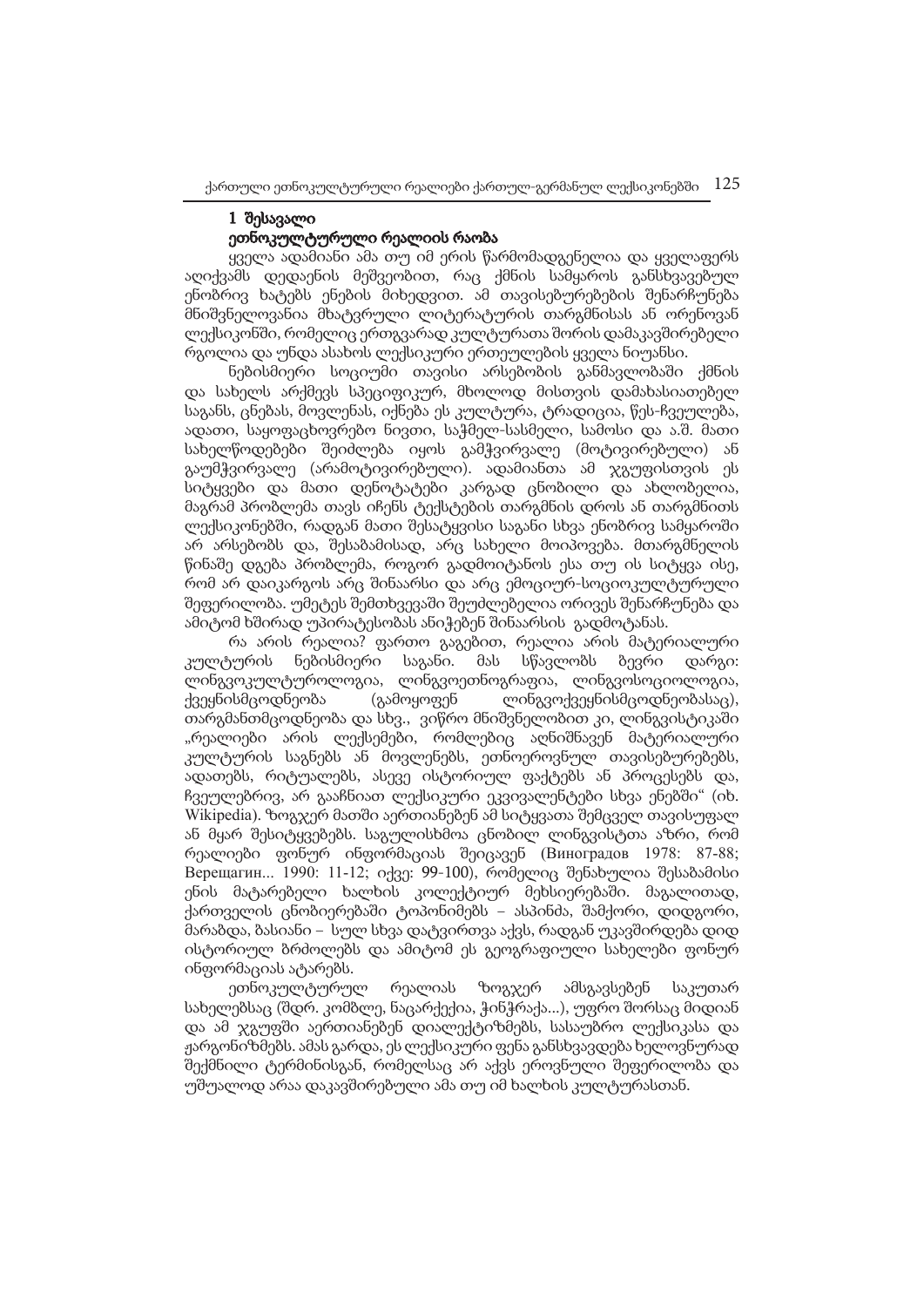## 1 შესავალი

### ეთნოკულტურული რეალიის რაობა

ყველა ადამიანი ამა თუ იმ ერის წარმომადგენელია და ყველაფერს აღიქვამს დედაენის მეშვეობით, რაც ქმნის სამყაროს განსხვავებულ ენობრივ ხატებს ენების მიხედვით. ამ თავისებურებების შენარჩუნება მნიშვნელოვანია მხატვრული ლიტერატურის თარგმნისას ან ორენოვან ლექსიკონში, რომელიც ერთგვარად კულტურათა შორის დამაკავშირებელი რგოლია და უნდა ასახოს ლექსიკური ერთეულების ყველა ნიუანსი.

ნებისმიერი სოციუმი თავისი არსებობის განმავლობაში ქმნის და სახელს არქმევს სპეციფიკურ, მხოლოდ მისთვის დამახასიათებელ საგანს, ცნებას, მოვლენას, იქნება ეს კულტურა, ტრადიცია, წეს-ჩვეულება, ადათი, საყოფაცხოვრებო ნივთი, საჭმელ-სასმელი, სამოსი და ა.შ. მათი სახელწოდებები შეიძლება იყოს გამჭვირვალე (მოტივირებული) ან გაუმჭვირვალე (არამოტივირებული). ადამიანთა ამ ჯგუფისთვის ეს სიტყვები და მათი დენოტატები კარგად ცნობილი და ახლობელია, მაგრამ პრობლემა თავს იჩენს ტექსტების თარგმნის დროს ან თარგმნით ლექსიკონებში, რადგან მათი შესატყვისი საგანი სხვა ენობრივ სამყაროში არ არსებობს და, შესაბამისად, არც სახელი მოიპოვება. მთარგმნელის წინაშე დგება პრობლემა, როგორ გადმოიტანოს ესა თუ ის სიტყვა ისე, რომ არ დაიკარგოს არც შინაარსი და არც ემოციურ-სოციოკულტურული შეფერილობა. უმეტეს შემთხვევაში შეუძლებელია ორივეს შენარჩუნება და ამიტომ ხშირად უპირატესობას ანიჭებენ შინაარსის გადმოტანას.

რა არის რეალია? ფართო გაგებით, რეალია არის მატერიალური კულტურის ნებისმიერი საგანი. მას სწავლობს ბევრი დარგი: ლინგვოკულტუროლოგია, ლინგვოეთნოგრაფია, ლინგვოსოციოლოგია, ქვეყნისმცოდნეობა (გამოყოფენ ლინგვოქვეყნისმცოდნეობასაც), თარგმანთმცოდნეობა და სხვ., ვიწრო მნიშვნელობით კი, ლინგვისტიკაში „რეალიები არის ლექსემები, რომლებიც აღნიშნავენ მატერიალური კულტურის საგნებს ან მოვლენებს, ეთნოეროვნულ თავისებურებებს, ადათებს, რიტუალებს, ასევე ისტორიულ ფაქტებს ან პროცესებს და, ჩვეულებრივ, არ გააჩნიათ ლექსიკური ეკვივალენტები სხვა ენებში" (იხ. Wikipedia). ზოგჯერ მათში აერთიანებენ ამ სიტყვათა შემცველ თავისუფალ ან მყარ შესიტყვებებს. საგულისხმოა ცნობილ ლინგვისტთა აზრი, რომ რეალიები ფონურ ინფორმაციას შეიცავენ (Виноградов 1978: 87-88; Верещагин... 1990: 11-12; იქვე: 99-100), რომელიც შენახულია შესაბამისი ენის მატარებელი ხალხის კოლექტიურ მეხსიერებაში. მაგალითად, ქართველის ცნობიერებაში ტოპონიმებს – ასპინძა, შამქორი, დიდგორი, მარაბდა, ბასიანი – სულ სხვა დატვირთვა აქვს, რადგან უკავშირდება დიდ ისტორიულ ბრძოლებს და ამიტომ ეს გეოგრაფიული სახელები ფონურ ინფორმაციას ატარებს.

ეთნოკულტურულ რეალიას ზოგჯერ ამსგავსებენ საკუთარ სახელებსაც (შდრ. კომბლე, ნაცარქექია, ჭინჭრაქა...), უფრო შორსაც მიდიან და ამ ჯგუფში აერთიანებენ დიალექტიზმებს, სასაუბრო ლექსიკასა და ჟარგონიზმებს. ამას გარდა, ეს ლექსიკური ფენა განსხვავდება ხელოვნურად შექმნილი ტერმინისგან, რომელსაც არ აქვს ეროვნული შეფერილობა და უშუალოდ არაა დაკავშირებული ამა თუ იმ ხალხის კულტურასთან.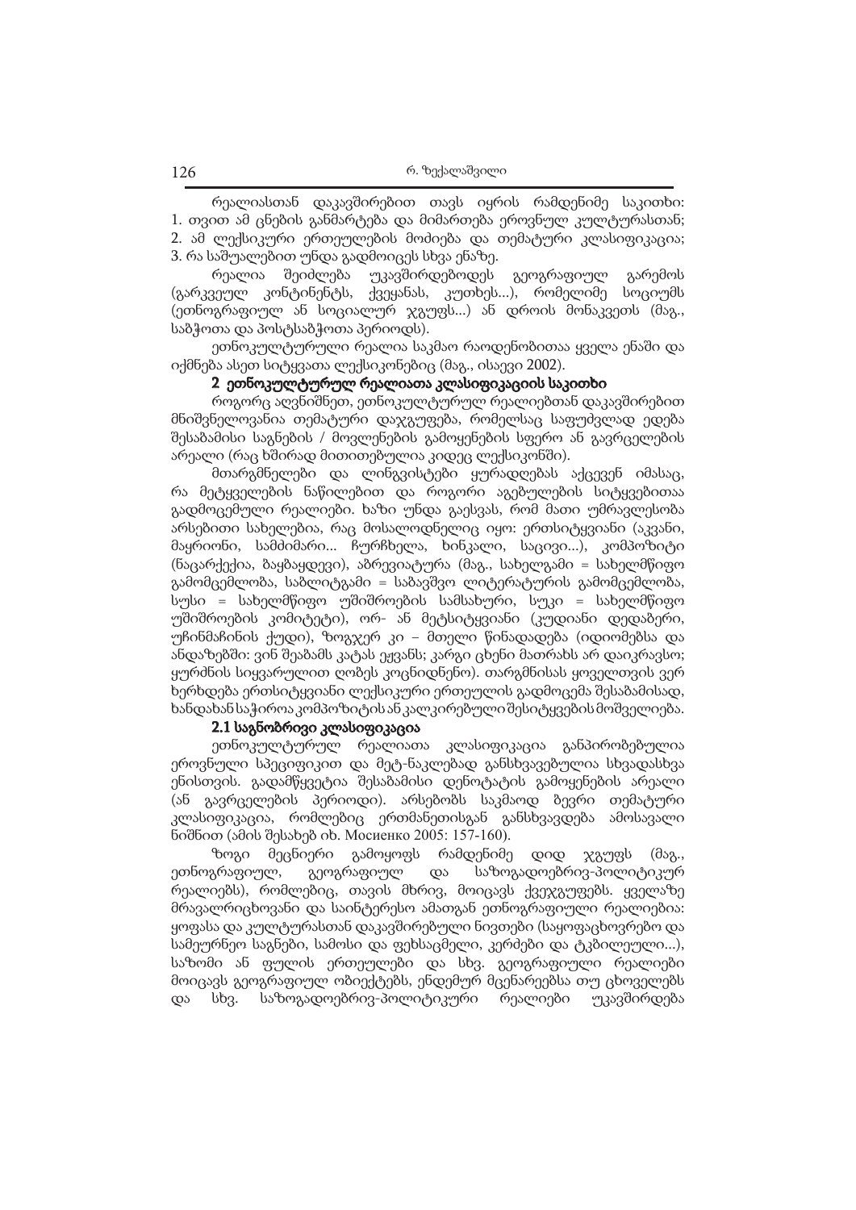რეალიასთან დაკავშირებით თავს იყრის რამდენიმე საკითხი: 1. თვით ამ ცნების განმარტება და მიმართება ეროვნულ კულტურასთან; 2. ამ ლექსიკური ერთეულების მოძიება და თემატური კლასიფიკაცია; 3. რა საშუალებით უნდა გადმოიცეს სხვა ენაზე.

რეალია შეიძლება უკავშირდებოდეს გეოგრაფიულ გარემოს (გარკვეულ კონტინენტს, ქვეყანას, კუთხეს...), რომელიმე სოციუმს (ეთნოგრაფიულ ან სოციალურ ჯგუფს...) ან დროის მონაკვეთს (მაგ., საბჭოთა და პოსტსაბჭოთა პერიოდს).

ეთნოკულტურული რეალია საკმაო რაოდენობითაა ყველა ენაში და იქმნება ასეთ სიტყვათა ლექსიკონებიც (მაგ., ისაევი 2002).

## 2 ეთნოკულტურულ რეალიათა კლასიფიკაციის საკითხი

როგორც აღვნიშნეთ, ეთნოკულტურულ რეალიებთან დაკავშირებით მნიშვნელოვანია თემატური დაჯგუფება, რომელსაც საფუძვლად ედება შესაბამისი საგნების / მოვლენების გამოყენების სფერო ან გავრცელების არეალი (რაც ხშირად მითითებულია კიდეც ლექსიკონში).

მთარგმნელები და ლინგვისტები ყურადღებას აქცევენ იმასაც, რა მეტყველების ნაწილებით და როგორი აგებულების სიტყვებითაა გადმოცემული რეალიები. ხაზი უნდა გაესვას, რომ მათი უმრავლესობა არსებითი სახელებია, რაც მოსალოდნელიც იყო: ერთსიტყვიანი (აკვანი, მაყრიონი, სამძიმარი... ჩურჩხელა, ხინკალი, საცივი...), კომპოზიტი (ნაცარქექია, ბაყბაყდევი), აბრევიატურა (მაგ., სახელგამი = სახელმწიფო გამომცემლობა, საბლიტგამი = საბავშვო ლიტერატურის გამომცემლობა, სუსი = სახელმწიფო უშიშროების სამსახური, სუკი = სახელმწიფო უშიშროების კომიტეტი), ორ- ან მეტსიტყვიანი (კუდიანი დედაბერი, უჩინმაჩინის ქუდი), ზოგჯერ კი – მთელი წინადადება (იდიომებსა და ანდაზებში: ვინ შეაბამს კატას ეჟვანს; კარგი ცხენი მათრახს არ დაიკრავსო; ყურძნის სიყვარულით ღობეს კოცნიდნენო). თარგმნისას ყოველთვის ვერ ხერხდება ერთსიტყვიანი ლექსიკური ერთეულის გადმოცემა შესაბამისად, ხანდახან საჭიროა კომპოზიტის ან კალკირებული შესიტყვების მოშველიება.

### 2.1 საგნობრივი კლასიფიკაცია

ეთნოკულტურულ რეალიათა კლასიფიკაცია განპირობებულია ეროვნული სპეციფიკით და მეტ-ნაკლებად განსხვავებულია სხვადასხვა ენისთვის. გადამწყვეტია შესაბამისი დენოტატის გამოყენების არეალი (ან გავრცელების პერიოდი). არსებობს საკმაოდ ბევრი თემატური კლასიფიკაცია, რომლებიც ერთმანეთისგან განსხვავდება ამოსავალი ნიშნით (ამის შესახებ იხ. Мосиенко 2005: 157-160).

ზოგი მეცნიერი გამოყოფს რამდენიმე დიდ ჯგუფს (მაგ., ეთნოგრაფიულ, გეოგრაფიულ და საზოგადოებრივ-პოლიტიკურ რეალიებს), რომლებიც, თავის მხრივ, მოიცავს ქვეჯგუფებს. ყველაზე მრავალრიცხოვანი და საინტერესო ამათგან ეთნოგრაფიული რეალიებია: ყოფასა და კულტურასთან დაკავშირებული ნივთები (საყოფაცხოვრებო და სამეურნეო საგნები, სამოსი და ფეხსაცმელი, კერძები და ტკბილეული...), საზომი ან ფულის ერთეულები და სხვ. გეოგრაფიული რეალიები მოიცავს გეოგრაფიულ ობიექტებს, ენდემურ მცენარეებსა თუ ცხოველებს და სხვ. საზოგადოებრივ-პოლიტიკური რეალიები უკავშირდება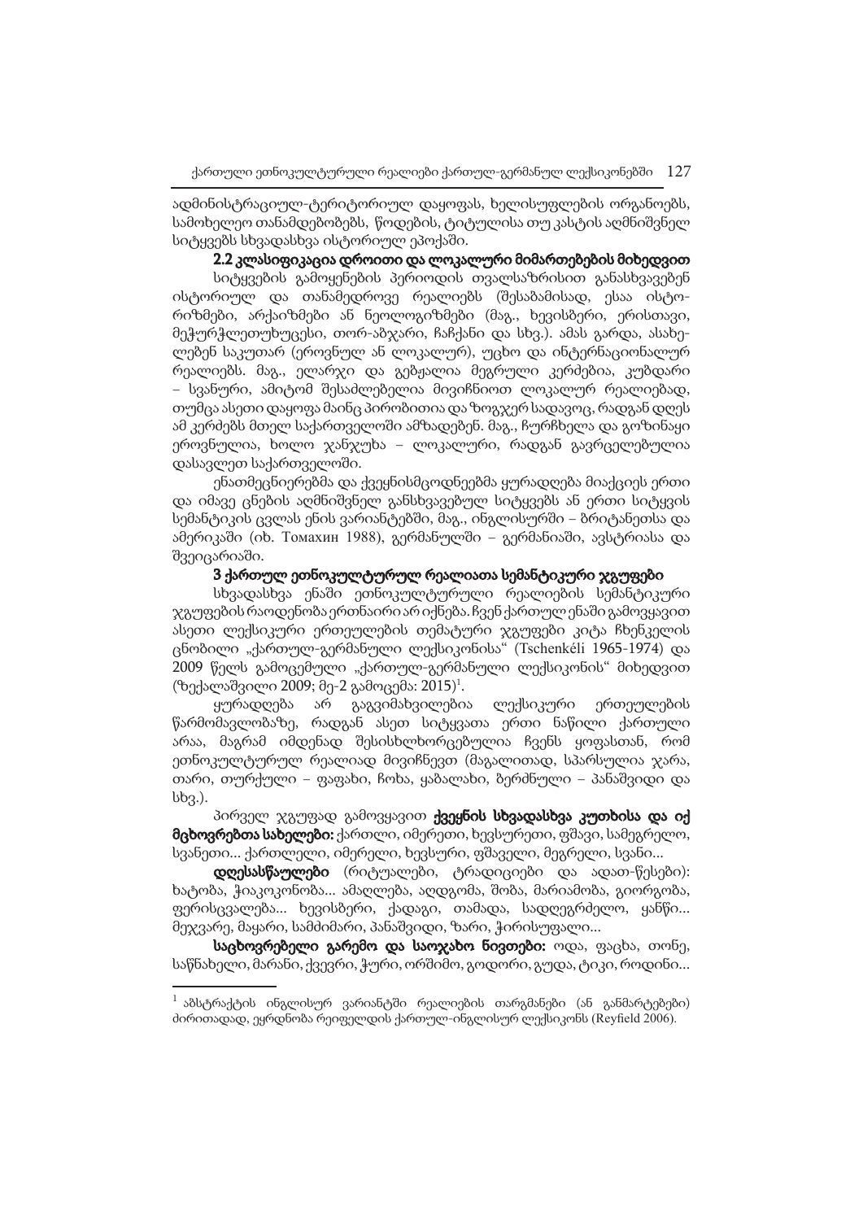ადმინისტრაციულ-ტერიტორიულ დაყოფას, ხელისუფლების ორგანოებს, სამოხელეო თანამდებობებს, წოდების, ტიტულისა თუ კასტის აღმნიშვნელ სიტყვებს სხვადასხვა ისტორიულ ეპოქაში.

### 2.2 კლასიფიკაცია დროითი და ლოკალური მიმართებების მიხედვით

სიტყვების გამოყენების პერიოდის თვალსაზრისით განასხვავებენ ისტორიულ და თანამედროვე რეალიებს (შესაბამისად, ესაა ისტორიზმები, არქაიზმები ან ნეოლოგიზმები (მაგ., ხევისბერი, ერისთავი, მეჭურჭლეთუხუცესი, თორ-აბჯარი, ჩაჩქანი და სხვ.). ამას გარდა, ასახელებენ საკუთარ (ეროვნულ ან ლოკალურ), უცხო და ინტერნაციონალურ რეალიებს. მაგ., ელარჯი და გებჟალია მეგრული კერძებია, კუბდარი – სვანური, ამიტომ შესაძლებელია მივიჩნიოთ ლოკალურ რეალიებად, თუმცა ასეთი დაყოფა მაინც პირობითია და ზოგჯერ სადავოც, რადგან დღეს ამ კერძებს მთელ საქართველოში ამზადებენ. მაგ., ჩურჩხელა და გოზინაყი ეროვნულია, ხოლო ჯანჯუხა – ლოკალური, რადგან გავრცელებულია დასავლეთ საქართველოში.

ენათმეცნიერებმა და ქვეყნისმცოდნეებმა ყურადღება მიაქციეს ერთი და იმავე ცნების აღმნიშვნელ განსხვავებულ სიტყვებს ან ერთი სიტყვის სემანტიკის ცვლას ენის ვარიანტებში, მაგ., ინგლისურში – ბრიტანეთსა და ამერიკაში (იხ. Томахин 1988), გერმანულში – გერმანიაში, ავსტრიასა და შვეიცარიაში.

## 3 ქართულ ეთნოკულტურულ რეალიათა სემანტიკური ჯგუფები

სხვადასხვა ენაში ეთნოკულტურული რეალიების სემანტიკური ჯგუფების რაოდენობა ერთნაირი არ იქნება. ჩვენ ქართულ ენაში გამოვყავით ასეთი ლექსიკური ერთეულების თემატური ჯგუფები კიტა ჩხენკელის ცნობილი „ქართულ-გერმანული ლექსიკონისა" (Tschenkéli 1965-1974) და 2009 წელს გამოცემული „ქართულ-გერმანული ლექსიკონის" მიხედვით (ზექალაშვილი 2009; მე-2 გამოცემა: 2015)[1].

ყურადღება არ გაგვიმახვილებია ლექსიკური ერთეულების წარმომავლობაზე, რადგან ასეთ სიტყვათა ერთი ნაწილი ქართული არაა, მაგრამ იმდენად შესისხლხორცებულია ჩვენს ყოფასთან, რომ ეთნოკულტურულ რეალიად მივიჩნევთ (მაგალითად, სპარსულია ჯარა, თარი, თურქული – ფაფახი, ჩოხა, ყაბალახი, ბერძნული – პანაშვიდი და სხვ.).

პირველ ჯგუფად გამოვყავით **ქვეყნის სხვადასხვა კუთხისა და იქ მცხოვრებთა სახელები:** ქართლი, იმერეთი, ხევსურეთი, ფშავი, სამეგრელო, სვანეთი... ქართლელი, იმერელი, ხევსური, ფშაველი, მეგრელი, სვანი...

**დღესასწაულები** (რიტუალები, ტრადიციები და ადათ-წესები): ხატობა, ჭიაკოკონობა... ამაღლება, აღდგომა, შობა, მარიამობა, გიორგობა, ფერისცვალება... ხევისბერი, ქადაგი, თამადა, სადღეგრძელო, ყანწი... მეჯვარე, მაყარი, სამძიმარი, პანაშვიდი, ზარი, ჭირისუფალი...

**საცხოვრებელი გარემო და საოჯახო ნივთები:** ოდა, ფაცხა, თონე, საწნახელი, მარანი, ქვევრი, ჭური, ორშიმო, გოდორი, გუდა, ტიკი, როდინი...

---

[1] აბსტრაქტის ინგლისურ ვარიანტში რეალიების თარგმანები (ან განმარტებები) ძირითადად, ეყრდნობა რეიფელდის ქართულ-ინგლისურ ლექსიკონს (Reyfield 2006).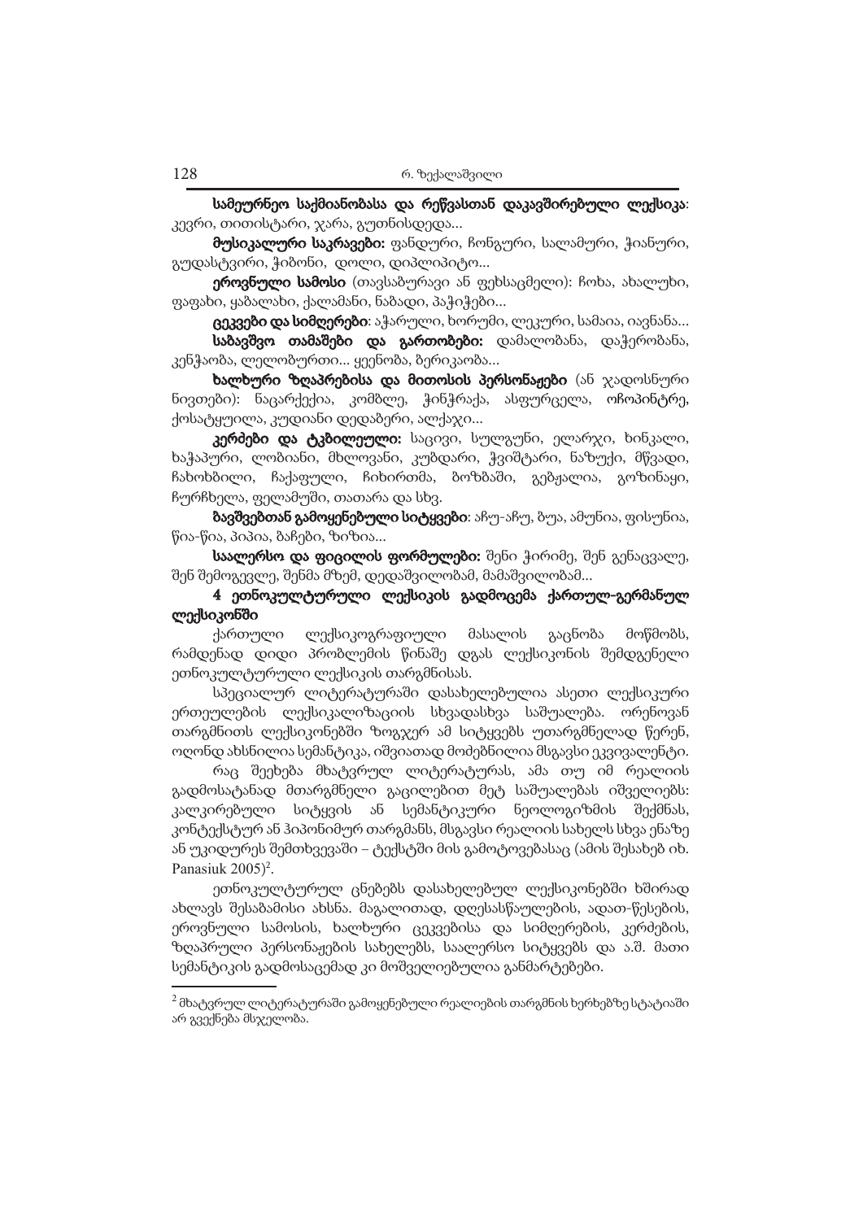**სამეურნეო საქმიანობასა და რეწვასთან დაკავშირებული ლექსიკა**: კევრი, თითისტარი, ჯარა, გუთნისდედა...

**მუსიკალური საკრავები:** ფანდური, ჩონგური, სალამური, ჭიანური, გუდასტვირი, ჭიბონი, დოლი, დიპლიპიტო...

**ეროვნული სამოსი** (თავსაბურავი ან ფეხსაცმელი): ჩოხა, ახალუხი, ფაფახი, ყაბალახი, ქალამანი, ნაბადი, პაჭიჭები...

**ცეკვები და სიმღერები**: აჭარული, ხორუმი, ლეკური, სამაია, იავნანა...

**საბავშვო თამაშები და გართობები:** დამალობანა, დაჭერობანა, კენჭაობა, ლელობურთი... ყეენობა, ბერიკაობა...

**ხალხური ზღაპრებისა და მითოსის პერსონაჟები** (ან ჯადოსნური ნივთები): ნაცარქექია, კომბლე, ჭინჭრაქა, ასფურცელა, ოჩოპინტრე, ქოსატყუილა, კუდიანი დედაბერი, ალქაჯი...

**კერძები და ტკბილეული:** საცივი, სულგუნი, ელარჯი, ხინკალი, ხაჭაპური, ლობიანი, მხლოვანი, კუბდარი, ჭვიშტარი, ნაზუქი, მწვადი, ჩახოხბილი, ჩაქაფული, ჩიხირთმა, ბოზბაში, გებჟალია, გოზინაყი, ჩურჩხელა, ფელამუში, თათარა და სხვ.

**ბავშვებთან გამოყენებული სიტყვები**: აჩუ-აჩუ, ბუა, ამუნია, ფისუნია, წია-წია, პიპია, ბაჩები, ზიზია...

**საალერსო და ფიცილის ფორმულები:** შენი ჭირიმე, შენ გენაცვალე, შენ შემოგევლე, შენმა მზემ, დედაშვილობამ, მამაშვილობამ...

## 4 ეთნოკულტურული ლექსიკის გადმოცემა ქართულ-გერმანულ ლექსიკონში

ქართული ლექსიკოგრაფიული მასალის გაცნობა მოწმობს, რამდენად დიდი პრობლემის წინაშე დგას ლექსიკონის შემდგენელი ეთნოკულტურული ლექსიკის თარგმნისას.

სპეციალურ ლიტერატურაში დასახელებულია ასეთი ლექსიკური ერთეულების ლექსიკალიზაციის სხვადასხვა საშუალება. ორენოვან თარგმნითს ლექსიკონებში ზოგჯერ ამ სიტყვებს უთარგმნელად წერენ, ოღონდ ახსნილია სემანტიკა, იშვიათად მოძებნილია მსგავსი ეკვივალენტი.

რაც შეეხება მხატვრულ ლიტერატურას, ამა თუ იმ რეალიის გადმოსატანად მთარგმნელი გაცილებით მეტ საშუალებას იშველიებს: კალკირებული სიტყვის ან სემანტიკური ნეოლოგიზმის შექმნას, კონტექსტურ ან ჰიპონიმურ თარგმანს, მსგავსი რეალიის სახელს სხვა ენაზე ან უკიდურეს შემთხვევაში – ტექსტში მის გამოტოვებასაც (ამის შესახებ იხ. Panasiuk 2005)[2].

ეთნოკულტურულ ცნებებს დასახელებულ ლექსიკონებში ხშირად ახლავს შესაბამისი ახსნა. მაგალითად, დღესასწაულების, ადათ-წესების, ეროვნული სამოსის, ხალხური ცეკვებისა და სიმღერების, კერძების, ზღაპრული პერსონაჟების სახელებს, საალერსო სიტყვებს და ა.შ. მათი სემანტიკის გადმოსაცემად კი მოშველიებულია განმარტებები.

[2] მხატვრულ ლიტერატურაში გამოყენებული რეალიების თარგმნის ხერხებზე სტატიაში არ გვექნება მსჯელობა.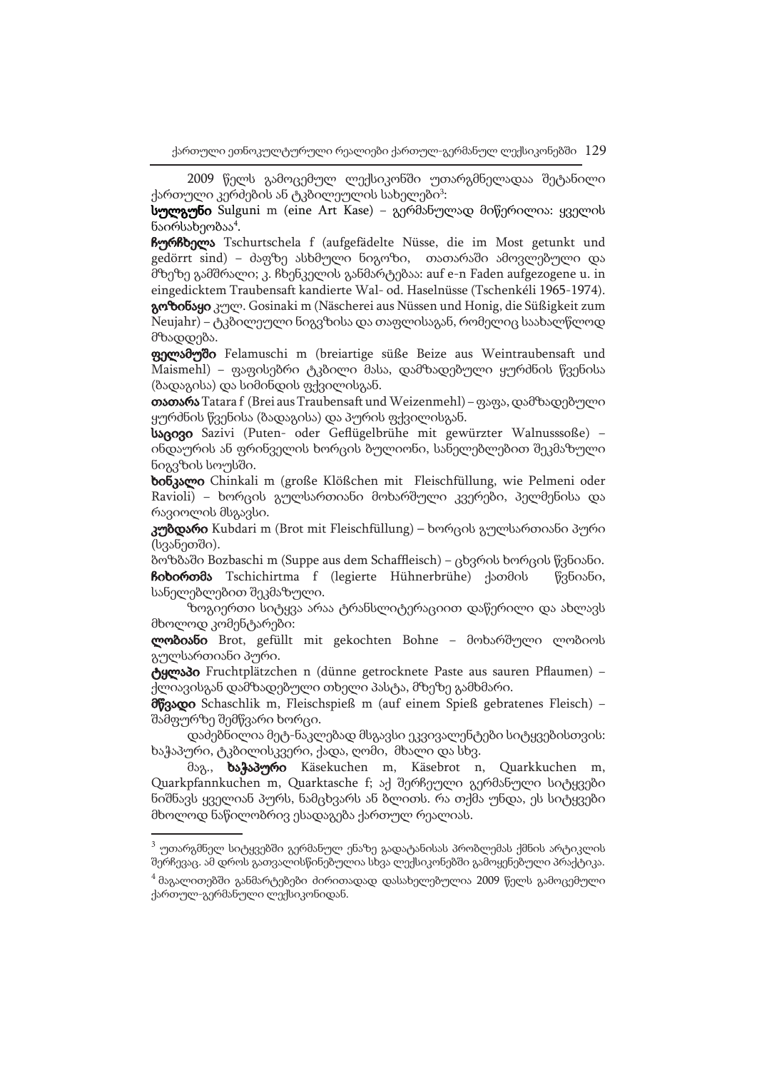2009 წელს გამოცემულ ლექსიკონში უთარგმნელადაა შეტანილი ქართული კერძების ან ტკბილეულის სახელები[3]:

**სულგუნი** Sulguni m (eine Art Kase) – გერმანულად მიწერილია: ყველის ნაირსახეობაა[4].

**ჩურჩხელა** Tschurtschela f (aufgefädelte Nüsse, die im Most getunkt und gedörrt sind) – ძაფზე ასხმული ნიგოზი, თათარაში ამოვლებული და მზეზე გამშრალი; კ. ჩხენკელის განმარტებაა: auf e-n Faden aufgezogene u. in eingedicktem Traubensaft kandierte Wal- od. Haselnüsse (Tschenkéli 1965-1974).

**გოზინაყი** კულ. Gosinaki m (Näscherei aus Nüssen und Honig, die Süßigkeit zum Neujahr) – ტკბილეული ნიგვზისა და თაფლისაგან, რომელიც საახალწლოდ მზადდება.

**ფელამუში** Felamuschi m (breiartige süße Beize aus Weintraubensaft und Maismehl) – ფაფისებრი ტკბილი მასა, დამზადებული ყურძნის წვენისა (ბადაგისა) და სიმინდის ფქვილისგან.

**თათარა** Tatara f (Brei aus Traubensaft und Weizenmehl) – ფაფა, დამზადებული ყურძნის წვენისა (ბადაგისა) და პურის ფქვილისგან.

**საცივი** Sazivi (Puten- oder Geflügelbrühe mit gewürzter Walnusssoße) – ინდაურის ან ფრინველის ხორცის ბულიონი, სანელებლებით შეკმაზული ნიგვზის სოუსში.

**ხინკალი** Chinkali m (große Klößchen mit Fleischfüllung, wie Pelmeni oder Ravioli) – ხორცის გულსართიანი მოხარშული კვერები, პელმენისა და რავიოლის მსგავსი.

**კუბდარი** Kubdari m (Brot mit Fleischfüllung) – ხორცის გულსართიანი პური (სვანეთში).

ბოზბაში Bozbaschi m (Suppe aus dem Schaffleisch) – ცხვრის ხორცის წვნიანი.

**ჩიხირთმა** Tschichirtma f (legierte Hühnerbrühe) ქათმის წვნიანი, სანელებლებით შეკმაზული.

ზოგიერთი სიტყვა არაა ტრანსლიტერაციით დაწერილი და ახლავს მხოლოდ კომენტარები:

**ლობიანი** Brot, gefüllt mit gekochten Bohne – მოხარშული ლობიოს გულსართიანი პური.

**ტყლაპი** Fruchtplätzchen n (dünne getrocknete Paste aus sauren Pflaumen) – ქლიავისგან დამზადებული თხელი პასტა, მზეზე გამხმარი.

**მწვადი** Schaschlik m, Fleischspieß m (auf einem Spieß gebratenes Fleisch) – შამფურზე შემწვარი ხორცი.

დაძებნილია მეტ-ნაკლებად მსგავსი ეკვივალენტები სიტყვებისთვის: ხაჭაპური, ტკბილისკვერი, ქადა, ღომი, მხალი და სხვ.

მაგ., **ხაჭაპური** Käsekuchen m, Käsebrot n, Quarkkuchen m, Quarkpfannkuchen m, Quarktasche f; აქ შერჩეული გერმანული სიტყვები ნიშნავს ყველიან პურს, ნამცხვარს ან ბლითს. რა თქმა უნდა, ეს სიტყვები მხოლოდ ნაწილობრივ ესადაგება ქართულ რეალიას.

---

[3] უთარგმნელ სიტყვებში გერმანულ ენაზე გადატანისას პრობლემას ქმნის არტიკლის შერჩევაც. ამ დროს გათვალისწინებულია სხვა ლექსიკონებში გამოყენებული პრაქტიკა.

[4] მაგალითებში განმარტებები ძირითადად დასახელებულია 2009 წელს გამოცემული ქართულ-გერმანული ლექსიკონიდან.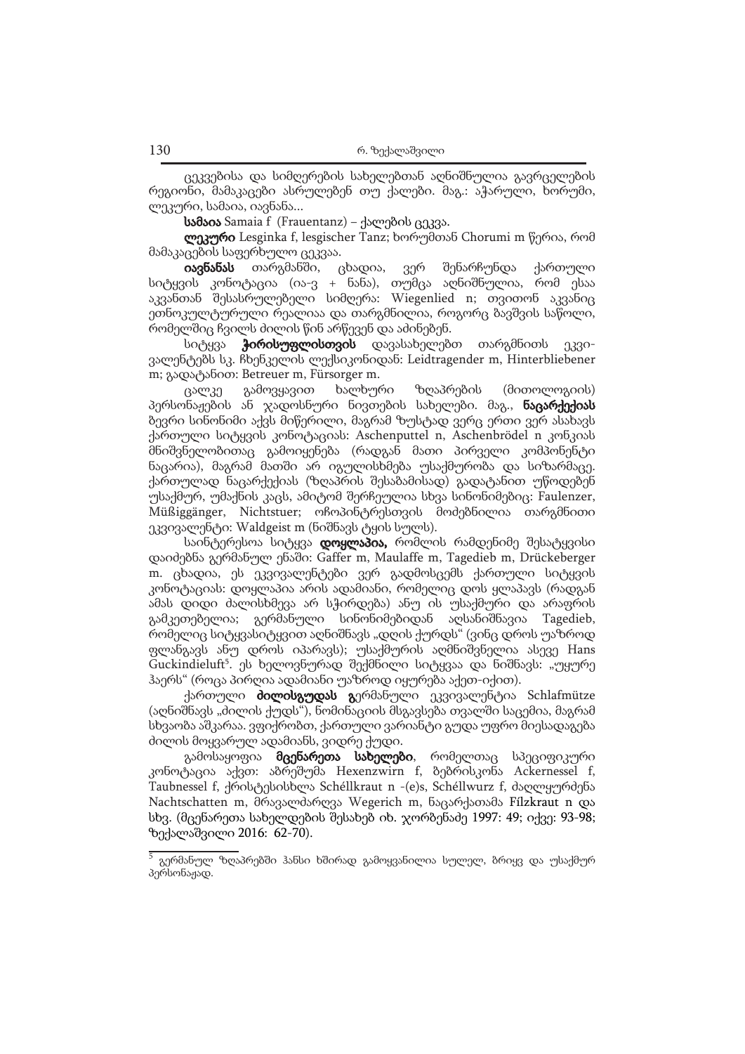ცეკვებისა და სიმღერების სახელებთან აღნიშნულია გავრცელების რეგიონი, მამაკაცები ასრულებენ თუ ქალები. მაგ.: აჭარული, ხორუმი, ლეკური, სამაია, იავნანა...

**სამაია** Samaia f (Frauentanz) – ქალების ცეკვა.

**ლეკური** Lesginka f, lesgischer Tanz; ხორუმთან Chorumi m წერია, რომ მამაკაცების საფერხულო ცეკვაა.

**იავნანას** თარგმანში, ცხადია, ვერ შენარჩუნდა ქართული სიტყვის კონოტაცია (ია-ვ + ნანა), თუმცა აღნიშნულია, რომ ესაა აკვანთან შესასრულებელი სიმღერა: Wiegenlied n; თვითონ აკვანიც ეთნოკულტურული რეალიაა და თარგმნილია, როგორც ბავშვის საწოლი, რომელშიც ჩვილს ძილის წინ არწევენ და აძინებენ.

სიტყვა **ჭირისუფლისთვის** დავასახელებთ თარგმნითი ეკვივალენტებს სკ. ჩხენკელის ლექსიკონიდან: Leidtragender m, Hinterbliebener m; გადატანით: Betreuer m, Fürsorger m.

ცალკე გამოვყავით ხალხური ზღაპრების (მითოლოგიის) პერსონაჟების ან ჯადოსნური ნივთების სახელები. მაგ., **ნაცარქექიას** ბევრი სინონიმი აქვს მიწერილი, მაგრამ ზუსტად ვერც ერთი ვერ ასახავს ქართული სიტყვის კონოტაციას: Aschenputtel n, Aschenbrödel n კონკიას მნიშვნელობითაც გამოიყენება (რადგან მათი პირველი კომპონენტი ნაცარია), მაგრამ მათში არ იგულისხმება უსაქმურობა და სიზარმაცე. ქართულად ნაცარქექიას (ზღაპრის შესაბამისად) გადატანით უწოდებენ უსაქმურ, უმაქნის კაცს, ამიტომ შერჩეულია სხვა სინონიმებიც: Faulenzer, Müßiggänger, Nichtstuer; ოჩოპინტრესთვის მოძებნილია თარგმნითი ეკვივალენტი: Waldgeist m (ნიშნავს ტყის სულს).

საინტერესოა სიტყვა **დოყლაპია,** რომლის რამდენიმე შესატყვისი დაიძებნა გერმანულ ენაში: Gaffer m, Maulaffe m, Tagedieb m, Drückeberger m. ცხადია, ეს ეკვივალენტები ვერ გადმოსცემს ქართული სიტყვის კონოტაციას: დოყლაპია არის ადამიანი, რომელიც დოს ყლაპავს (რადგან ამას დიდი ძალისხმევა არ სჭირდება) ანუ ის უსაქმური და არაფრის გამკეთებელია; გერმანული სინონიმებიდან აღსანიშნავია Tagedieb, რომელიც სიტყვასიტყვით აღნიშნავს „დღის ქურდს" (ვინც დროს უაზროდ ფლანგავს ანუ დროს იპარავს); უსაქმურის აღმნიშვნელია ასევე Hans Guckindieluft[5]. ეს ხელოვნურად შექმნილი სიტყვაა და ნიშნავს: „უყურე ჰაერს" (როცა პირღია ადამიანი უაზროდ იყურება აქეთ-იქით).

ქართული **ძილისგუდას** გერმანული ეკვივალენტია Schlafmütze (აღნიშნავს „ძილის ქუდს"), ნომინაციის მსგავსება თვალში საცემია, მაგრამ სხვაობა აშკარაა. ვფიქრობთ, ქართული ვარიანტი გუდა უფრო მიესადაგება ძილის მოყვარულ ადამიანს, ვიდრე ქუდი.

გამოსაყოფია **მცენარეთა სახელები**, რომელთაც სპეციფიკური კონოტაცია აქვთ: აზრეშუმა Hexenzwirn f, ბებრისკონა Ackernessel f, Taubnessel f, ქრისტესისხლა Schéllkraut n -(e)s, Schéllwurz f, ძაღლყურძენა Nachtschatten m, მრავალძარღვა Wegerich m, ნაცარქათამა Fílzkraut n და სხვ. (მცენარეთა სახელდების შესახებ იხ. ჯორბენაძე 1997: 49; იქვე: 93-98; ზექალაშვილი 2016: 62-70).

---

[5] გერმანულ ზღაპრებში ჰანსი ხშირად გამოყვანილია სულელ, ბრიყვ და უსაქმურ პერსონაჟად.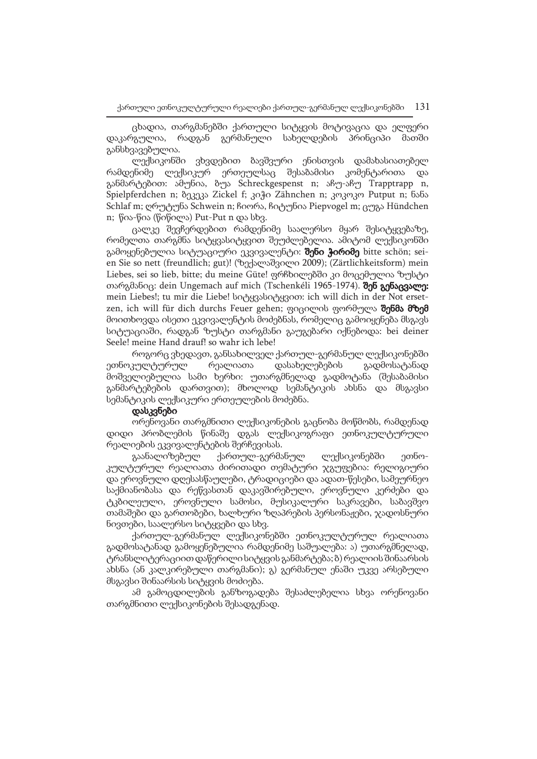ცხადია, თარგმანებში ქართული სიტყვის მოტივაცია და ელფერი დაკარგულია, რადგან გერმანული სახელდების პრინციპი მათში განსხვავებულია.

ლექსიკონში ვხვდებით ბავშვური ენისთვის დამახასიათებელ რამდენიმე ლექსიკურ ერთეულსაც შესაბამისი კომენტარითა და განმარტებით: ამუნია, ბუა Schreckgespenst n; აჩუ-აჩუ Trapptrapp n, Spielpferdchen n; ბეკეკა Zickel f; კიჭი Zähnchen n; კოკოკო Putput n; ნანა Schlaf m; ღრუტუნა Schwein n; ჩიორა, ჩიტუნია Piepvogel m; ცუგა Hündchen n; წია-წია (წიწილა) Put-Put n და სხვ.

ცალკე შევჩერდებით რამდენიმე საალერსო მყარ შესიტყვებაზე, რომელთა თარგმნა სიტყვასიტყვით შეუძლებელია. ამიტომ ლექსიკონში გამოყენებულია სიტუაციური ეკვივალენტი: **შენი ჭირიმე** bitte schön; seien Sie so nett (freundlich; gut)! (ზექალაშვილი 2009); (Zärtlichkeitsform) mein Liebes, sei so lieb, bitte; du meine Güte! ფრჩხილებში კი მოცემულია ზუსტი თარგმანიც: dein Ungemach auf mich (Tschenkéli 1965-1974). **შენ გენაცვალე:** mein Liebes!; tu mir die Liebe! სიტყვასიტყვით: ich will dich in der Not ersetzen, ich will für dich durchs Feuer gehen; ფიცილის ფორმულა **შენმა მზემ** მოითხოვდა ისეთი ეკვივალენტის მოძებნას, რომელიც გამოიყენება მსგავს სიტუაციაში, რადგან ზუსტი თარგმანი გაუგებარი იქნებოდა: bei deiner Seele! meine Hand drauf! so wahr ich lebe!

როგორც ვხედავთ, განსახილველ ქართულ-გერმანულ ლექსიკონებში ეთნოკულტურულ რეალიათა დასახელებების გადმოსატანად მოშველიებულია სამი ხერხი: უთარგმნელად გადმოტანა (შესაბამისი განმარტებების დართვით); მხოლოდ სემანტიკის ახსნა და მსგავსი სემანტიკის ლექსიკური ერთეულების მოძებნა.

**დასკვნები**

ორენოვანი თარგმნითი ლექსიკონების გაცნობა მოწმობს, რამდენად დიდი პრობლემის წინაშე დგას ლექსიკოგრაფი ეთნოკულტურული რეალიების ეკვივალენტების შერჩევისას.

გაანალიზებულ ქართულ-გერმანულ ლექსიკონებში ეთნოკულტურულ რეალიათა ძირითადი თემატური ჯგუფებია: რელიგიური და ეროვნული დღესასწაულები, ტრადიციები და ადათ-წესები, სამეურნეო საქმიანობასა და რეწვასთან დაკავშირებული, ეროვნული კერძები და ტკბილეული, ეროვნული სამოსი, მუსიკალური საკრავები, საბავშვო თამაშები და გართობები, ხალხური ზღაპრების პერსონაჟები, ჯადოსნური ნივთები, საალერსო სიტყვები და სხვ.

ქართულ-გერმანულ ლექსიკონებში ეთნოკულტურულ რეალიათა გადმოსატანად გამოყენებულია რამდენიმე საშუალება: ა) უთარგმნელად, ტრანსლიტერაციით დაწერილი სიტყვის განმარტება; ბ) რეალიის შინაარსის ახსნა (ან კალკირებული თარგმანი); გ) გერმანულ ენაში უკვე არსებული მსგავსი შინაარსის სიტყვის მოძიება.

ამ გამოცდილების განზოგადება შესაძლებელია სხვა ორენოვანი თარგმნითი ლექსიკონების შესადგენად.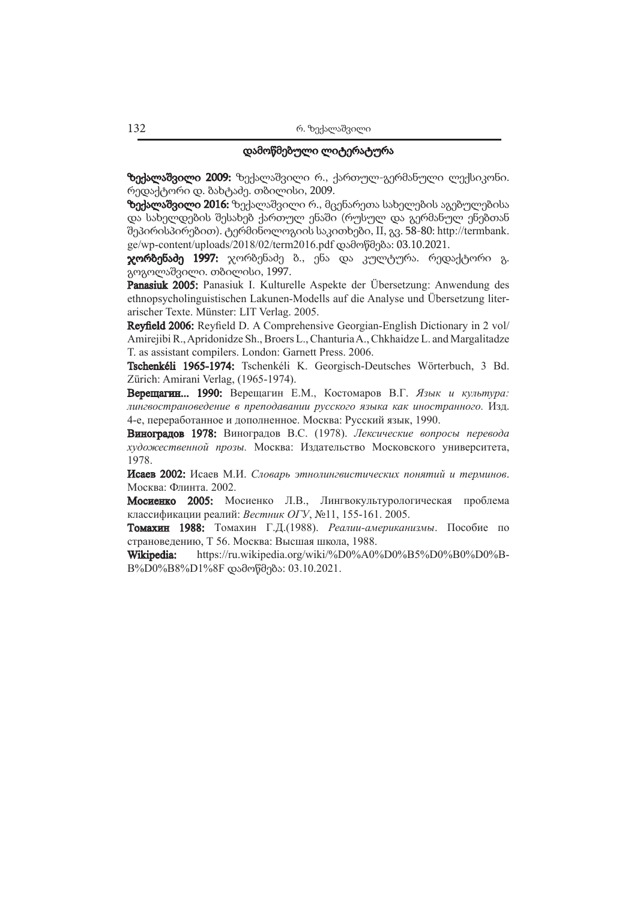## დამოწმებული ლიტერატურა

**ზექალაშვილი 2009:** ზექალაშვილი რ., ქართულ-გერმანული ლექსიკონი. რედაქტორი დ. ბახტაძე. თბილისი, 2009.

**ზექალაშვილი 2016:** ზექალაშვილი რ., მცენარეთა სახელების აგებულებისა და სახელდების შესახებ ქართულ ენაში (რუსულ და გერმანულ ენებთან შეპირისპირებით). ტერმინოლოგიის საკითხები, II, გვ. 58-80: http://termbank.ge/wp-content/uploads/2018/02/term2016.pdf დამოწმება: 03.10.2021.

**ჯორბენაძე 1997:** ჯორბენაძე ბ., ენა და კულტურა. რედაქტორი გ. გოგოლაშვილი. თბილისი, 1997.

**Panasiuk 2005:** Panasiuk I. Kulturelle Aspekte der Übersetzung: Anwendung des ethnopsycholinguistischen Lakunen-Modells auf die Analyse und Übersetzung literarischer Texte. Münster: LIT Verlag. 2005.

**Reyfield 2006:** Reyfield D. A Comprehensive Georgian-English Dictionary in 2 vol/ Amirejibi R., Apridonidze Sh., Broers L., Chanturia A., Chkhaidze L. and Margalitadze T. as assistant compilers. London: Garnett Press. 2006.

**Tschenkéli 1965-1974:** Tschenkéli K. Georgisch-Deutsches Wörterbuch, 3 Bd. Zürich: Amirani Verlag, (1965-1974).

**Верещагин... 1990:** Верещагин Е.М., Костомаров В.Г. *Язык и культура: лингвострановедение в преподавании русского языка как иностранного.* Изд. 4-е, переработанное и дополненное. Москва: Русский язык, 1990.

**Виноградов 1978:** Виноградов В.С. (1978). *Лексические вопросы перевода художественной прозы.* Москва: Издательство Московского университета, 1978.

**Исаев 2002:** Исаев М.И. *Словарь этнолингвистических понятий и терминов*. Москва: Флинта. 2002.

**Мосиенко 2005:** Мосиенко Л.В., Лингвокультурологическая проблема классификации реалий: *Вестник ОГУ*, №11, 155-161. 2005.

**Томахин 1988:** Томахин Г.Д.(1988). *Реалии-американизмы*. Пособие по страноведению, Т 56. Москва: Высшая школа, 1988.

**Wikipedia:** https://ru.wikipedia.org/wiki/%D0%A0%D0%B5%D0%B0%D0%BB%D0%B8%D1%8F დამოწმება: 03.10.2021.